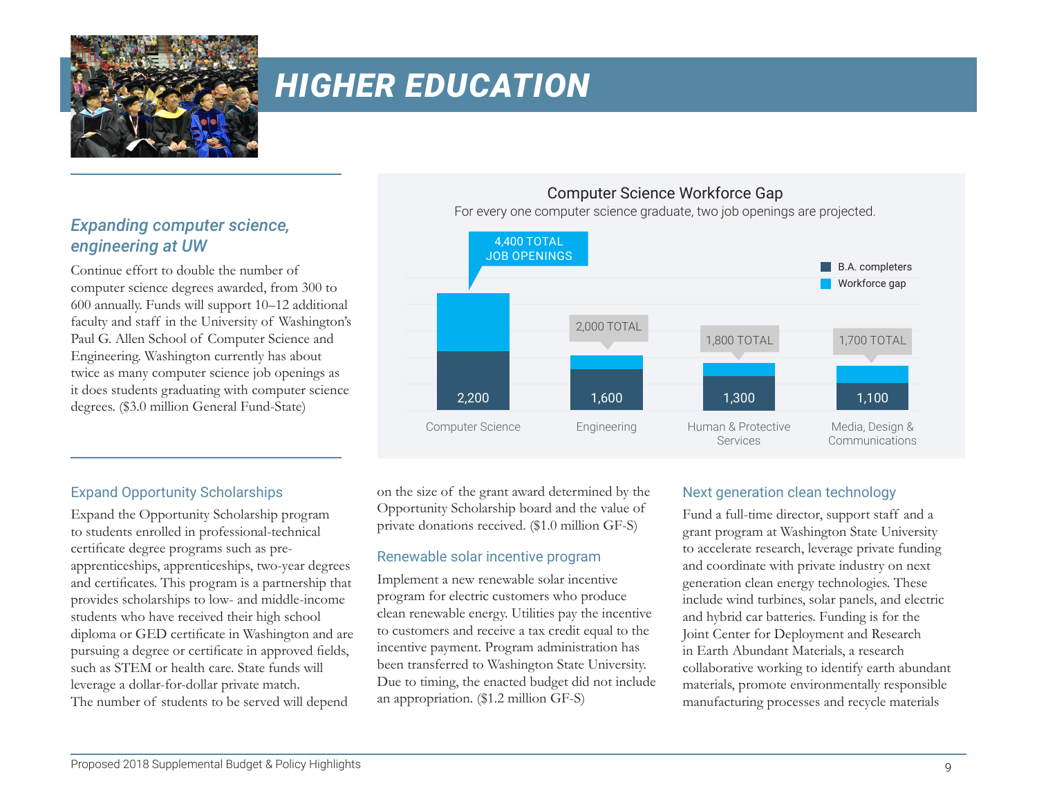# HIGHER EDUCATION

## *Expanding computer science, engineering at UW*

Continue effort to double the number of computer science degrees awarded, from 300 to 600 annually. Funds will support 10–12 additional faculty and staff in the University of Washington's Paul G. Allen School of Computer Science and Engineering. Washington currently has about twice as many computer science job openings as it does students graduating with computer science degrees. ($3.0 million General Fund-State)

**Computer Science Workforce Gap**

For every one computer science graduate, two job openings are projected.

| Field | B.A. completers | Total job openings |
|---|---|---|
| Computer Science | 2,200 | 4,400 TOTAL JOB OPENINGS |
| Engineering | 1,600 | 2,000 TOTAL |
| Human & Protective Services | 1,300 | 1,800 TOTAL |
| Media, Design & Communications | 1,100 | 1,700 TOTAL |

Legend: B.A. completers; Workforce gap

### Expand Opportunity Scholarships

Expand the Opportunity Scholarship program to students enrolled in professional-technical certificate degree programs such as pre-apprenticeships, apprenticeships, two-year degrees and certificates. This program is a partnership that provides scholarships to low- and middle-income students who have received their high school diploma or GED certificate in Washington and are pursuing a degree or certificate in approved fields, such as STEM or health care. State funds will leverage a dollar-for-dollar private match. The number of students to be served will depend on the size of the grant award determined by the Opportunity Scholarship board and the value of private donations received. ($1.0 million GF-S)

### Renewable solar incentive program

Implement a new renewable solar incentive program for electric customers who produce clean renewable energy. Utilities pay the incentive to customers and receive a tax credit equal to the incentive payment. Program administration has been transferred to Washington State University. Due to timing, the enacted budget did not include an appropriation. ($1.2 million GF-S)

### Next generation clean technology

Fund a full-time director, support staff and a grant program at Washington State University to accelerate research, leverage private funding and coordinate with private industry on next generation clean energy technologies. These include wind turbines, solar panels, and electric and hybrid car batteries. Funding is for the Joint Center for Deployment and Research in Earth Abundant Materials, a research collaborative working to identify earth abundant materials, promote environmentally responsible manufacturing processes and recycle materials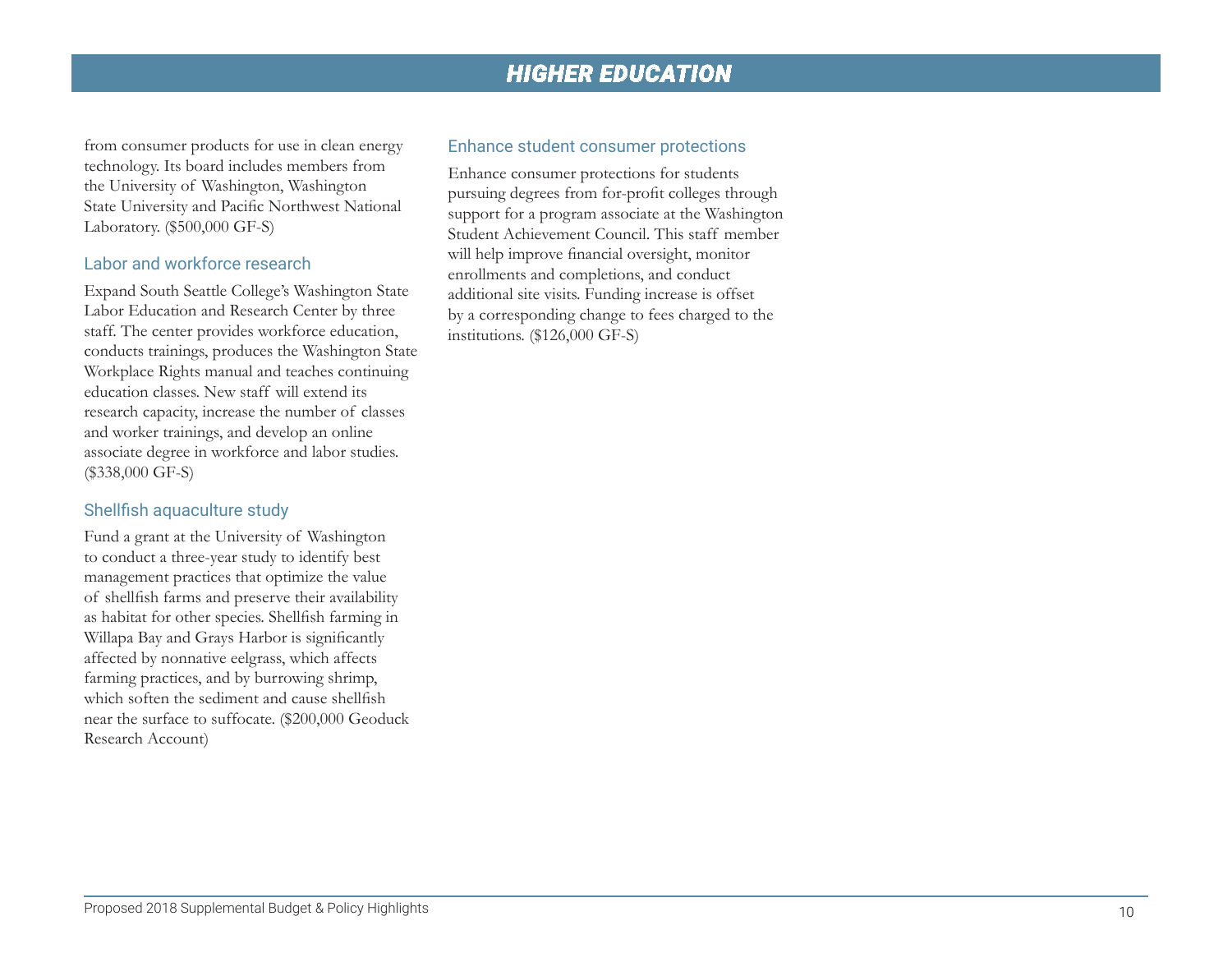from consumer products for use in clean energy technology. Its board includes members from the University of Washington, Washington State University and Pacific Northwest National Laboratory. ($500,000 GF-S)

### Labor and workforce research

Expand South Seattle College's Washington State Labor Education and Research Center by three staff. The center provides workforce education, conducts trainings, produces the Washington State Workplace Rights manual and teaches continuing education classes. New staff will extend its research capacity, increase the number of classes and worker trainings, and develop an online associate degree in workforce and labor studies. ($338,000 GF-S)

### Shellfish aquaculture study

Fund a grant at the University of Washington to conduct a three-year study to identify best management practices that optimize the value of shellfish farms and preserve their availability as habitat for other species. Shellfish farming in Willapa Bay and Grays Harbor is significantly affected by nonnative eelgrass, which affects farming practices, and by burrowing shrimp, which soften the sediment and cause shellfish near the surface to suffocate. ($200,000 Geoduck Research Account)

### Enhance student consumer protections

Enhance consumer protections for students pursuing degrees from for-profit colleges through support for a program associate at the Washington Student Achievement Council. This staff member will help improve financial oversight, monitor enrollments and completions, and conduct additional site visits. Funding increase is offset by a corresponding change to fees charged to the institutions. ($126,000 GF-S)